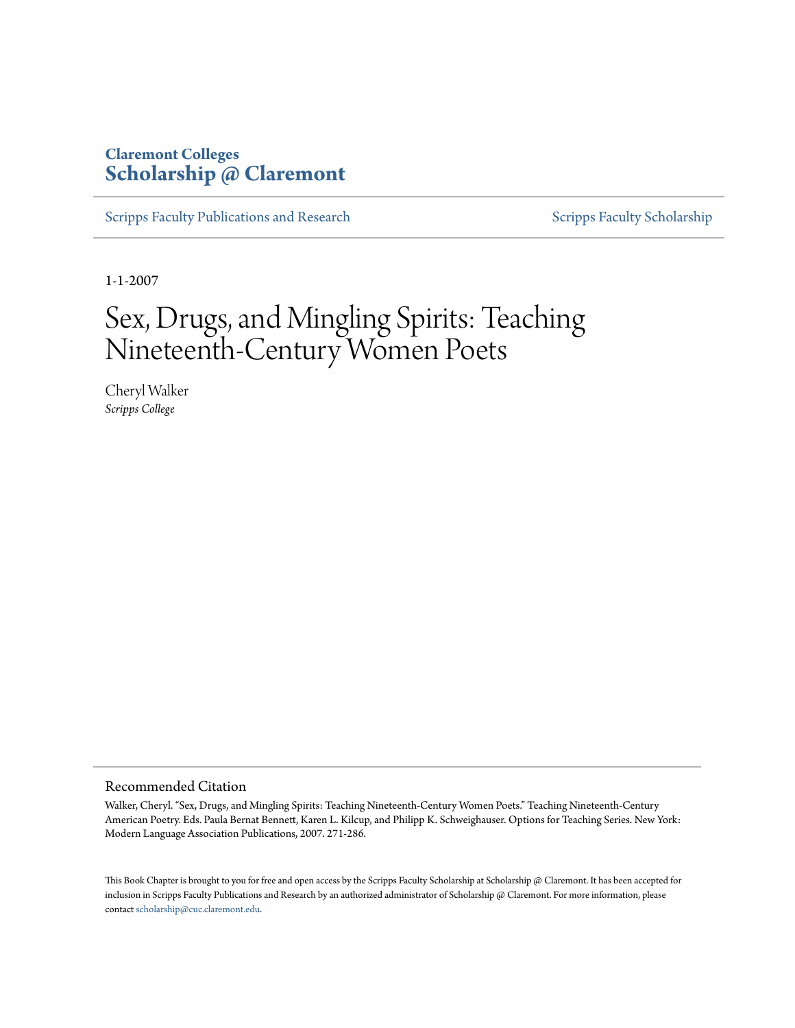Claremont Colleges
**Scholarship @ Claremont**

Scripps Faculty Publications and Research | Scripps Faculty Scholarship

1-1-2007

# Sex, Drugs, and Mingling Spirits: Teaching Nineteenth-Century Women Poets

Cheryl Walker
*Scripps College*

## Recommended Citation

Walker, Cheryl. "Sex, Drugs, and Mingling Spirits: Teaching Nineteenth-Century Women Poets." Teaching Nineteenth-Century American Poetry. Eds. Paula Bernat Bennett, Karen L. Kilcup, and Philipp K. Schweighauser. Options for Teaching Series. New York: Modern Language Association Publications, 2007. 271-286.

This Book Chapter is brought to you for free and open access by the Scripps Faculty Scholarship at Scholarship @ Claremont. It has been accepted for inclusion in Scripps Faculty Publications and Research by an authorized administrator of Scholarship @ Claremont. For more information, please contact scholarship@cuc.claremont.edu.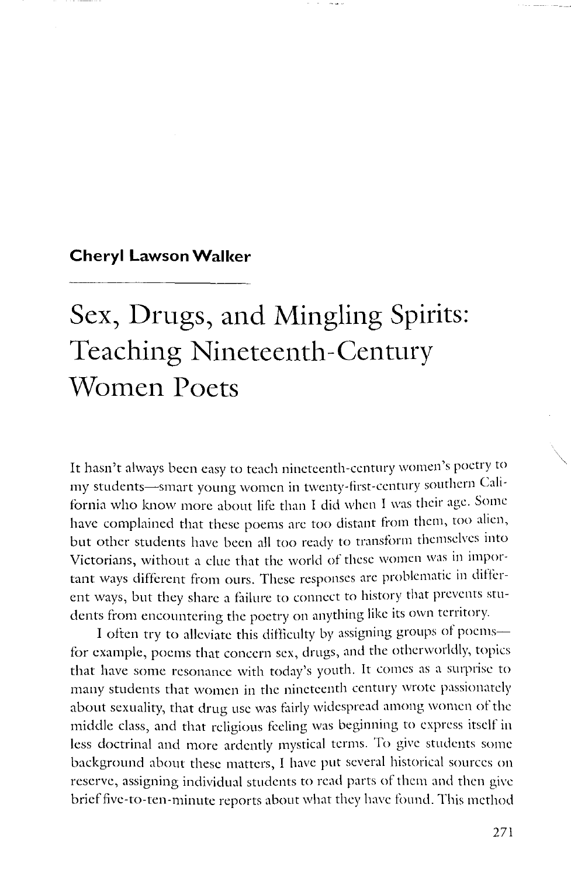**Cheryl Lawson Walker**

# Sex, Drugs, and Mingling Spirits: Teaching Nineteenth-Century Women Poets

It hasn't always been easy to teach nineteenth-century women's poetry to my students—smart young women in twenty-first-century southern California who know more about life than I did when I was their age. Some have complained that these poems are too distant from them, too alien, but other students have been all too ready to transform themselves into Victorians, without a clue that the world of these women was in important ways different from ours. These responses are problematic in different ways, but they share a failure to connect to history that prevents students from encountering the poetry on anything like its own territory.

I often try to alleviate this difficulty by assigning groups of poems—for example, poems that concern sex, drugs, and the otherworldly, topics that have some resonance with today's youth. It comes as a surprise to many students that women in the nineteenth century wrote passionately about sexuality, that drug use was fairly widespread among women of the middle class, and that religious feeling was beginning to express itself in less doctrinal and more ardently mystical terms. To give students some background about these matters, I have put several historical sources on reserve, assigning individual students to read parts of them and then give brief five-to-ten-minute reports about what they have found. This method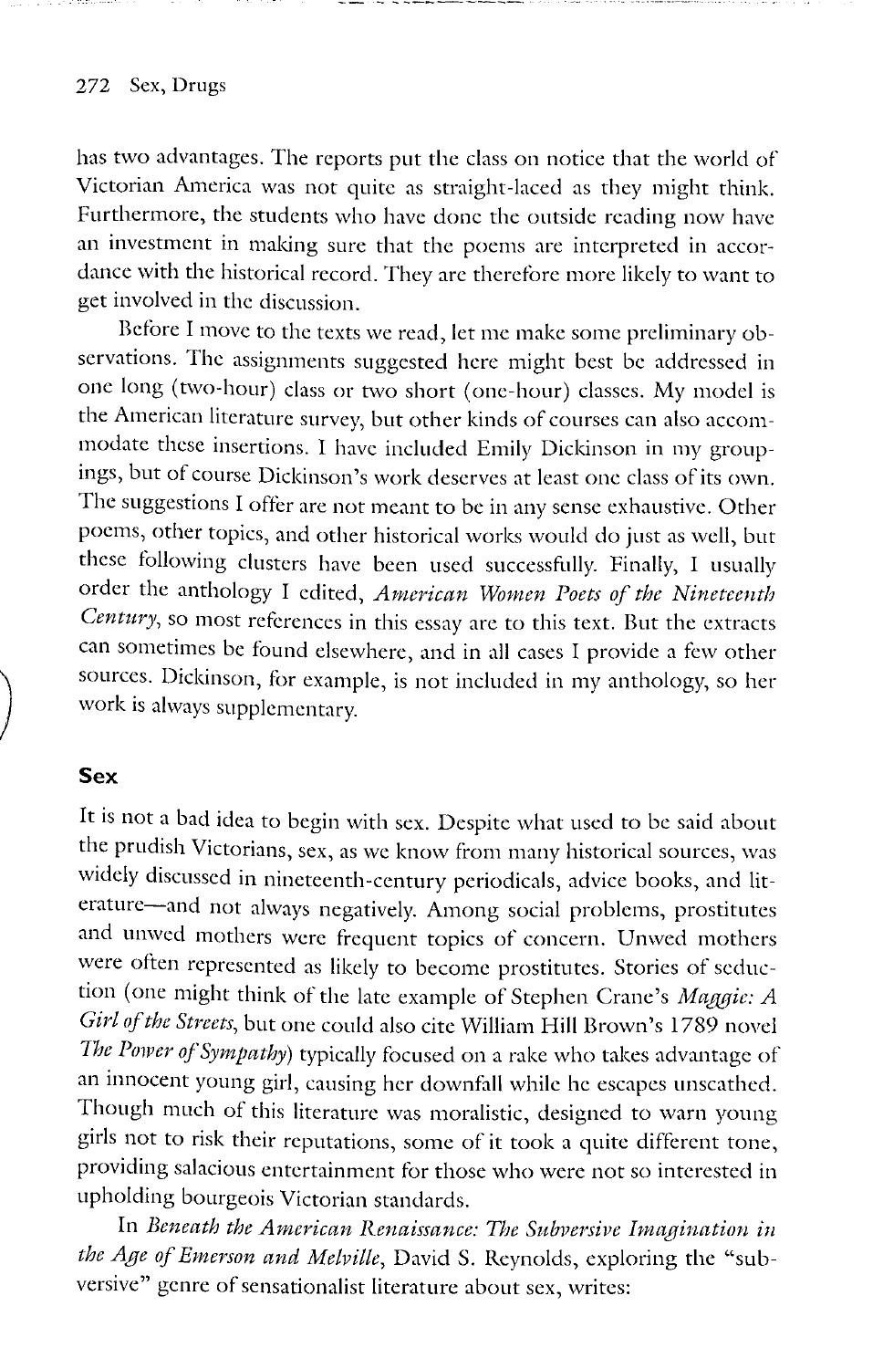has two advantages. The reports put the class on notice that the world of Victorian America was not quite as straight-laced as they might think. Furthermore, the students who have done the outside reading now have an investment in making sure that the poems are interpreted in accordance with the historical record. They are therefore more likely to want to get involved in the discussion.

Before I move to the texts we read, let me make some preliminary observations. The assignments suggested here might best be addressed in one long (two-hour) class or two short (one-hour) classes. My model is the American literature survey, but other kinds of courses can also accommodate these insertions. I have included Emily Dickinson in my groupings, but of course Dickinson's work deserves at least one class of its own. The suggestions I offer are not meant to be in any sense exhaustive. Other poems, other topics, and other historical works would do just as well, but these following clusters have been used successfully. Finally, I usually order the anthology I edited, *American Women Poets of the Nineteenth Century*, so most references in this essay are to this text. But the extracts can sometimes be found elsewhere, and in all cases I provide a few other sources. Dickinson, for example, is not included in my anthology, so her work is always supplementary.

## Sex

It is not a bad idea to begin with sex. Despite what used to be said about the prudish Victorians, sex, as we know from many historical sources, was widely discussed in nineteenth-century periodicals, advice books, and literature—and not always negatively. Among social problems, prostitutes and unwed mothers were frequent topics of concern. Unwed mothers were often represented as likely to become prostitutes. Stories of seduction (one might think of the late example of Stephen Crane's *Maggie: A Girl of the Streets*, but one could also cite William Hill Brown's 1789 novel *The Power of Sympathy*) typically focused on a rake who takes advantage of an innocent young girl, causing her downfall while he escapes unscathed. Though much of this literature was moralistic, designed to warn young girls not to risk their reputations, some of it took a quite different tone, providing salacious entertainment for those who were not so interested in upholding bourgeois Victorian standards.

In *Beneath the American Renaissance: The Subversive Imagination in the Age of Emerson and Melville*, David S. Reynolds, exploring the "subversive" genre of sensationalist literature about sex, writes: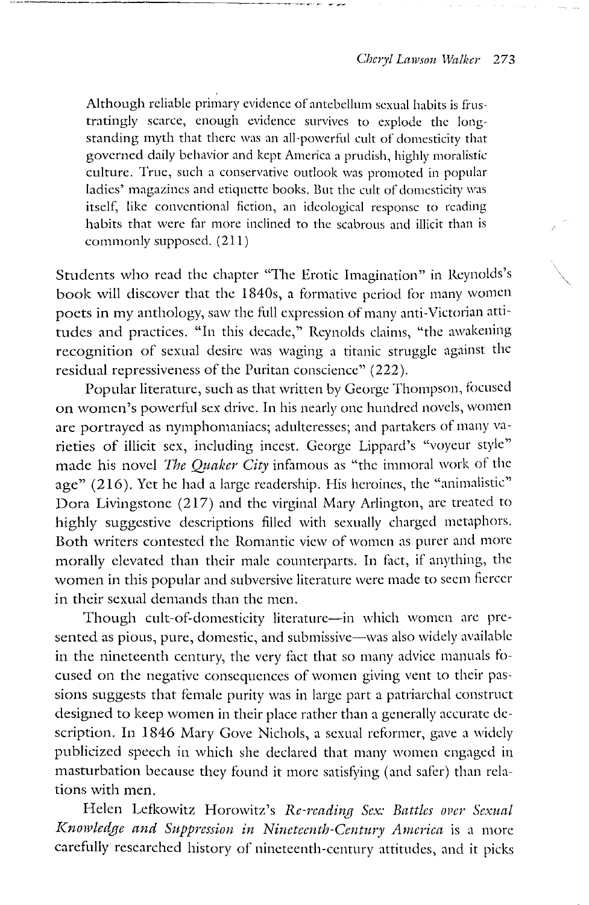> Although reliable primary evidence of antebellum sexual habits is frustratingly scarce, enough evidence survives to explode the longstanding myth that there was an all-powerful cult of domesticity that governed daily behavior and kept America a prudish, highly moralistic culture. True, such a conservative outlook was promoted in popular ladies' magazines and etiquette books. But the cult of domesticity was itself, like conventional fiction, an ideological response to reading habits that were far more inclined to the scabrous and illicit than is commonly supposed. (211)

Students who read the chapter "The Erotic Imagination" in Reynolds's book will discover that the 1840s, a formative period for many women poets in my anthology, saw the full expression of many anti-Victorian attitudes and practices. "In this decade," Reynolds claims, "the awakening recognition of sexual desire was waging a titanic struggle against the residual repressiveness of the Puritan conscience" (222).

Popular literature, such as that written by George Thompson, focused on women's powerful sex drive. In his nearly one hundred novels, women are portrayed as nymphomaniacs; adulteresses; and partakers of many varieties of illicit sex, including incest. George Lippard's "voyeur style" made his novel *The Quaker City* infamous as "the immoral work of the age" (216). Yet he had a large readership. His heroines, the "animalistic" Dora Livingstone (217) and the virginal Mary Arlington, are treated to highly suggestive descriptions filled with sexually charged metaphors. Both writers contested the Romantic view of women as purer and more morally elevated than their male counterparts. In fact, if anything, the women in this popular and subversive literature were made to seem fiercer in their sexual demands than the men.

Though cult-of-domesticity literature—in which women are presented as pious, pure, domestic, and submissive—was also widely available in the nineteenth century, the very fact that so many advice manuals focused on the negative consequences of women giving vent to their passions suggests that female purity was in large part a patriarchal construct designed to keep women in their place rather than a generally accurate description. In 1846 Mary Gove Nichols, a sexual reformer, gave a widely publicized speech in which she declared that many women engaged in masturbation because they found it more satisfying (and safer) than relations with men.

Helen Lefkowitz Horowitz's *Re-reading Sex: Battles over Sexual Knowledge and Suppression in Nineteenth-Century America* is a more carefully researched history of nineteenth-century attitudes, and it picks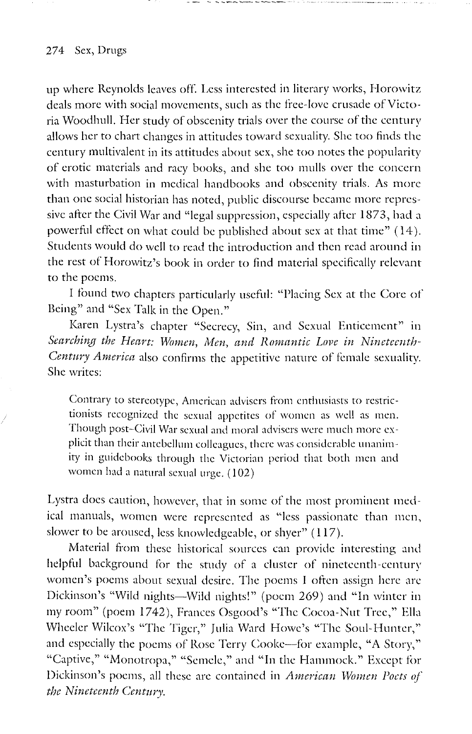up where Reynolds leaves off. Less interested in literary works, Horowitz deals more with social movements, such as the free-love crusade of Victoria Woodhull. Her study of obscenity trials over the course of the century allows her to chart changes in attitudes toward sexuality. She too finds the century multivalent in its attitudes about sex, she too notes the popularity of erotic materials and racy books, and she too mulls over the concern with masturbation in medical handbooks and obscenity trials. As more than one social historian has noted, public discourse became more repressive after the Civil War and "legal suppression, especially after 1873, had a powerful effect on what could be published about sex at that time" (14). Students would do well to read the introduction and then read around in the rest of Horowitz's book in order to find material specifically relevant to the poems.

I found two chapters particularly useful: "Placing Sex at the Core of Being" and "Sex Talk in the Open."

Karen Lystra's chapter "Secrecy, Sin, and Sexual Enticement" in *Searching the Heart: Women, Men, and Romantic Love in Nineteenth-Century America* also confirms the appetitive nature of female sexuality. She writes:

> Contrary to stereotype, American advisers from enthusiasts to restrictionists recognized the sexual appetites of women as well as men. Though post-Civil War sexual and moral advisers were much more explicit than their antebellum colleagues, there was considerable unanimity in guidebooks through the Victorian period that both men and women had a natural sexual urge. (102)

Lystra does caution, however, that in some of the most prominent medical manuals, women were represented as "less passionate than men, slower to be aroused, less knowledgeable, or shyer" (117).

Material from these historical sources can provide interesting and helpful background for the study of a cluster of nineteenth-century women's poems about sexual desire. The poems I often assign here are Dickinson's "Wild nights—Wild nights!" (poem 269) and "In winter in my room" (poem 1742), Frances Osgood's "The Cocoa-Nut Tree," Ella Wheeler Wilcox's "The Tiger," Julia Ward Howe's "The Soul-Hunter," and especially the poems of Rose Terry Cooke—for example, "A Story," "Captive," "Monotropa," "Semele," and "In the Hammock." Except for Dickinson's poems, all these are contained in *American Women Poets of the Nineteenth Century.*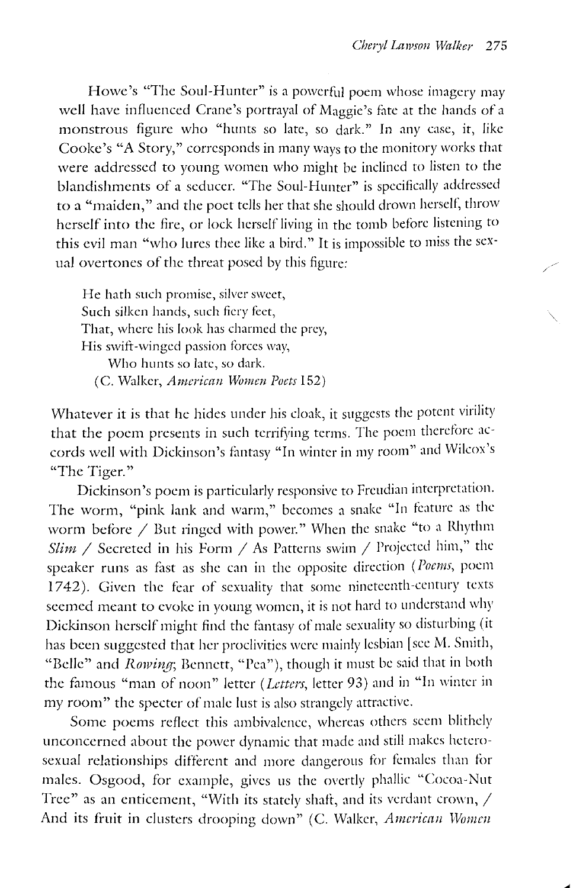Howe's "The Soul-Hunter" is a powerful poem whose imagery may well have influenced Crane's portrayal of Maggie's fate at the hands of a monstrous figure who "hunts so late, so dark." In any case, it, like Cooke's "A Story," corresponds in many ways to the monitory works that were addressed to young women who might be inclined to listen to the blandishments of a seducer. "The Soul-Hunter" is specifically addressed to a "maiden," and the poet tells her that she should drown herself, throw herself into the fire, or lock herself living in the tomb before listening to this evil man "who lures thee like a bird." It is impossible to miss the sexual overtones of the threat posed by this figure:

> He hath such promise, silver sweet,
> Such silken hands, such fiery feet,
> That, where his look has charmed the prey,
> His swift-winged passion forces way,
> Who hunts so late, so dark.
> (C. Walker, *American Women Poets* 152)

Whatever it is that he hides under his cloak, it suggests the potent virility that the poem presents in such terrifying terms. The poem therefore accords well with Dickinson's fantasy "In winter in my room" and Wilcox's "The Tiger."

Dickinson's poem is particularly responsive to Freudian interpretation. The worm, "pink lank and warm," becomes a snake "In feature as the worm before / But ringed with power." When the snake "to a Rhythm *Slim* / Secreted in his Form / As Patterns swim / Projected him," the speaker runs as fast as she can in the opposite direction (*Poems*, poem 1742). Given the fear of sexuality that some nineteenth-century texts seemed meant to evoke in young women, it is not hard to understand why Dickinson herself might find the fantasy of male sexuality so disturbing (it has been suggested that her proclivities were mainly lesbian [see M. Smith, "Belle" and *Rowing*; Bennett, "Pea"), though it must be said that in both the famous "man of noon" letter (*Letters*, letter 93) and in "In winter in my room" the specter of male lust is also strangely attractive.

Some poems reflect this ambivalence, whereas others seem blithely unconcerned about the power dynamic that made and still makes heterosexual relationships different and more dangerous for females than for males. Osgood, for example, gives us the overtly phallic "Cocoa-Nut Tree" as an enticement, "With its stately shaft, and its verdant crown, / And its fruit in clusters drooping down" (C. Walker, *American Women*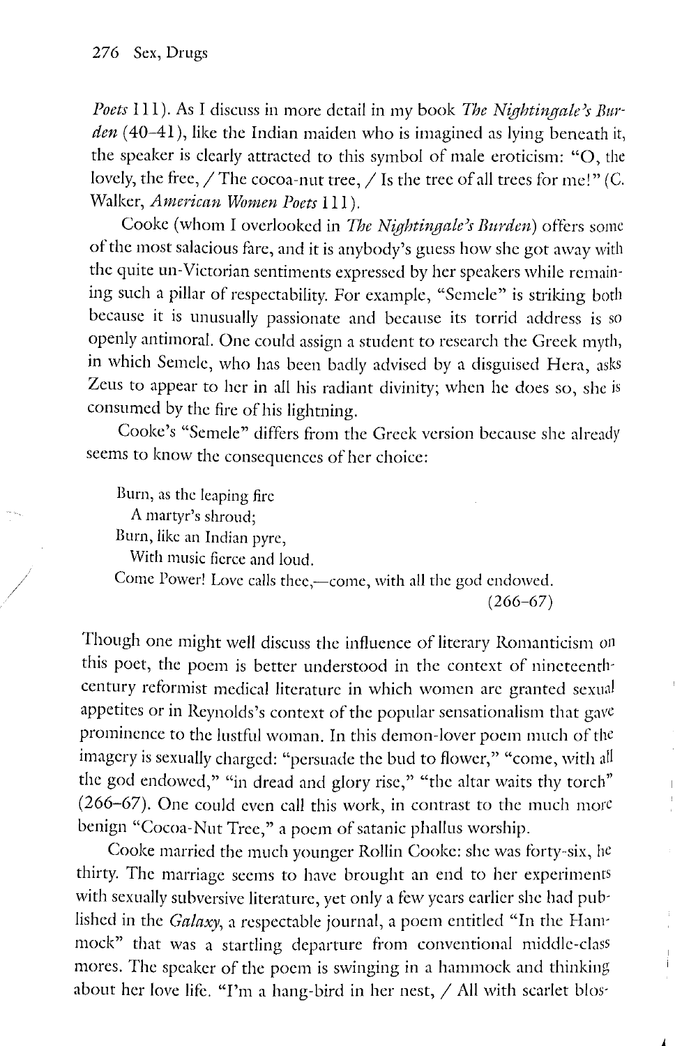*Poets* 111). As I discuss in more detail in my book *The Nightingale's Burden* (40–41), like the Indian maiden who is imagined as lying beneath it, the speaker is clearly attracted to this symbol of male eroticism: "O, the lovely, the free, / The cocoa-nut tree, / Is the tree of all trees for me!" (C. Walker, *American Women Poets* 111).

Cooke (whom I overlooked in *The Nightingale's Burden*) offers some of the most salacious fare, and it is anybody's guess how she got away with the quite un-Victorian sentiments expressed by her speakers while remaining such a pillar of respectability. For example, "Semele" is striking both because it is unusually passionate and because its torrid address is so openly antimoral. One could assign a student to research the Greek myth, in which Semele, who has been badly advised by a disguised Hera, asks Zeus to appear to her in all his radiant divinity; when he does so, she is consumed by the fire of his lightning.

Cooke's "Semele" differs from the Greek version because she already seems to know the consequences of her choice:

> Burn, as the leaping fire
> A martyr's shroud;
> Burn, like an Indian pyre,
> With music fierce and loud.
> Come Power! Love calls thee,—come, with all the god endowed.
> (266–67)

Though one might well discuss the influence of literary Romanticism on this poet, the poem is better understood in the context of nineteenth-century reformist medical literature in which women are granted sexual appetites or in Reynolds's context of the popular sensationalism that gave prominence to the lustful woman. In this demon-lover poem much of the imagery is sexually charged: "persuade the bud to flower," "come, with all the god endowed," "in dread and glory rise," "the altar waits thy torch" (266–67). One could even call this work, in contrast to the much more benign "Cocoa-Nut Tree," a poem of satanic phallus worship.

Cooke married the much younger Rollin Cooke: she was forty-six, he thirty. The marriage seems to have brought an end to her experiments with sexually subversive literature, yet only a few years earlier she had published in the *Galaxy*, a respectable journal, a poem entitled "In the Hammock" that was a startling departure from conventional middle-class mores. The speaker of the poem is swinging in a hammock and thinking about her love life. "I'm a hang-bird in her nest, / All with scarlet blos-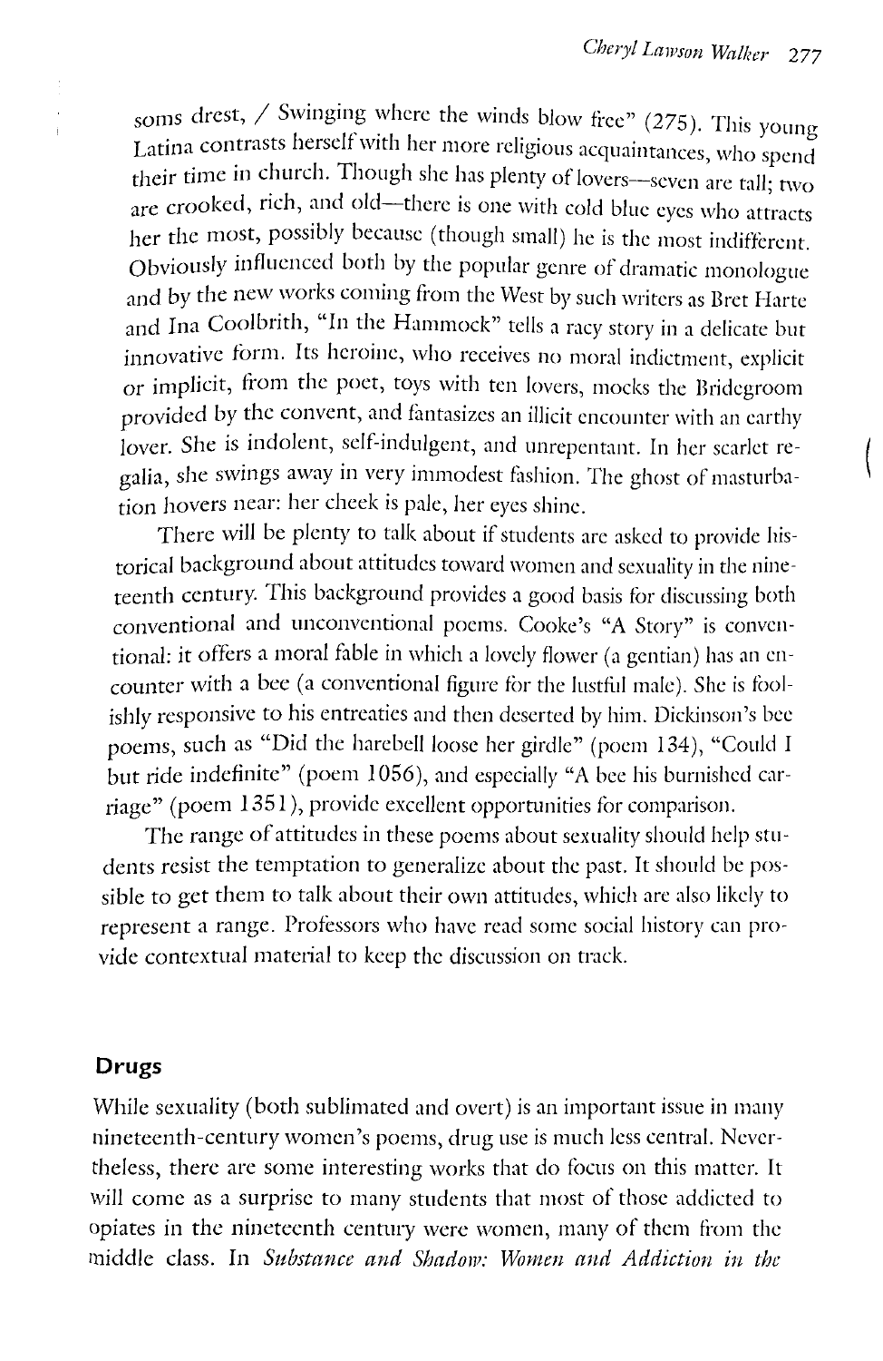soms drest, / Swinging where the winds blow free" (275). This young Latina contrasts herself with her more religious acquaintances, who spend their time in church. Though she has plenty of lovers—seven are tall; two are crooked, rich, and old—there is one with cold blue eyes who attracts her the most, possibly because (though small) he is the most indifferent. Obviously influenced both by the popular genre of dramatic monologue and by the new works coming from the West by such writers as Bret Harte and Ina Coolbrith, "In the Hammock" tells a racy story in a delicate but innovative form. Its heroine, who receives no moral indictment, explicit or implicit, from the poet, toys with ten lovers, mocks the Bridegroom provided by the convent, and fantasizes an illicit encounter with an earthy lover. She is indolent, self-indulgent, and unrepentant. In her scarlet regalia, she swings away in very immodest fashion. The ghost of masturbation hovers near: her cheek is pale, her eyes shine.

There will be plenty to talk about if students are asked to provide historical background about attitudes toward women and sexuality in the nineteenth century. This background provides a good basis for discussing both conventional and unconventional poems. Cooke's "A Story" is conventional: it offers a moral fable in which a lovely flower (a gentian) has an encounter with a bee (a conventional figure for the lustful male). She is foolishly responsive to his entreaties and then deserted by him. Dickinson's bee poems, such as "Did the harebell loose her girdle" (poem 134), "Could I but ride indefinite" (poem 1056), and especially "A bee his burnished carriage" (poem 1351), provide excellent opportunities for comparison.

The range of attitudes in these poems about sexuality should help students resist the temptation to generalize about the past. It should be possible to get them to talk about their own attitudes, which are also likely to represent a range. Professors who have read some social history can provide contextual material to keep the discussion on track.

## Drugs

While sexuality (both sublimated and overt) is an important issue in many nineteenth-century women's poems, drug use is much less central. Nevertheless, there are some interesting works that do focus on this matter. It will come as a surprise to many students that most of those addicted to opiates in the nineteenth century were women, many of them from the middle class. In *Substance and Shadow: Women and Addiction in the*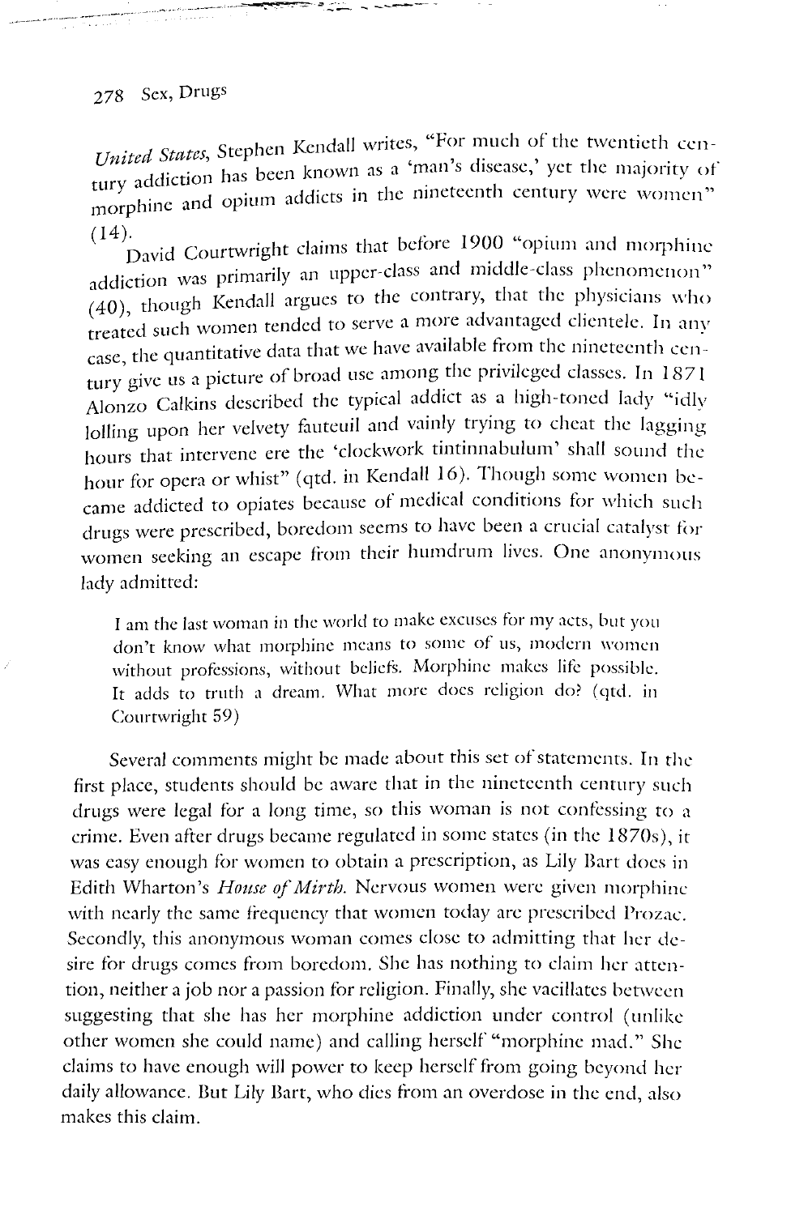*United States*, Stephen Kendall writes, "For much of the twentieth century addiction has been known as a 'man's disease,' yet the majority of morphine and opium addicts in the nineteenth century were women" (14).

David Courtwright claims that before 1900 "opium and morphine addiction was primarily an upper-class and middle-class phenomenon" (40), though Kendall argues to the contrary, that the physicians who treated such women tended to serve a more advantaged clientele. In any case, the quantitative data that we have available from the nineteenth century give us a picture of broad use among the privileged classes. In 1871 Alonzo Calkins described the typical addict as a high-toned lady "idly lolling upon her velvety fauteuil and vainly trying to cheat the lagging hours that intervene ere the 'clockwork tintinnabulum' shall sound the hour for opera or whist" (qtd. in Kendall 16). Though some women became addicted to opiates because of medical conditions for which such drugs were prescribed, boredom seems to have been a crucial catalyst for women seeking an escape from their humdrum lives. One anonymous lady admitted:

> I am the last woman in the world to make excuses for my acts, but you don't know what morphine means to some of us, modern women without professions, without beliefs. Morphine makes life possible. It adds to truth a dream. What more does religion do? (qtd. in Courtwright 59)

Several comments might be made about this set of statements. In the first place, students should be aware that in the nineteenth century such drugs were legal for a long time, so this woman is not confessing to a crime. Even after drugs became regulated in some states (in the 1870s), it was easy enough for women to obtain a prescription, as Lily Bart does in Edith Wharton's *House of Mirth*. Nervous women were given morphine with nearly the same frequency that women today are prescribed Prozac. Secondly, this anonymous woman comes close to admitting that her desire for drugs comes from boredom. She has nothing to claim her attention, neither a job nor a passion for religion. Finally, she vacillates between suggesting that she has her morphine addiction under control (unlike other women she could name) and calling herself "morphine mad." She claims to have enough will power to keep herself from going beyond her daily allowance. But Lily Bart, who dies from an overdose in the end, also makes this claim.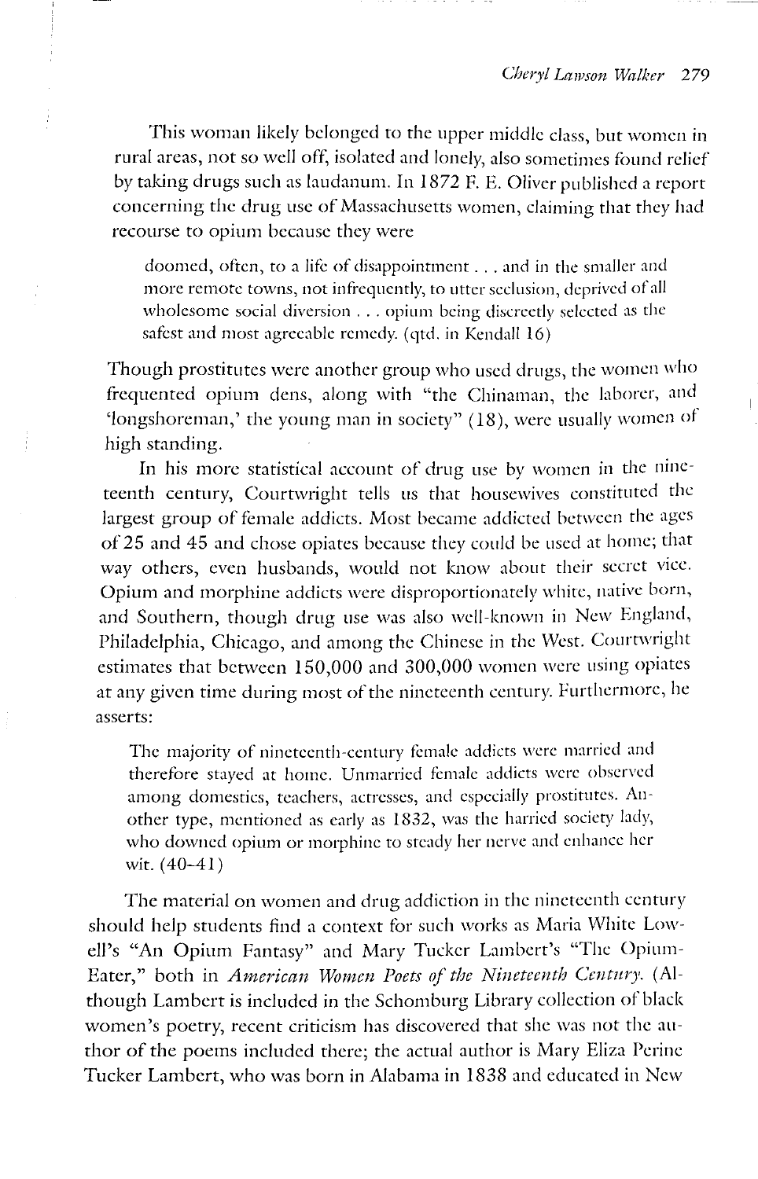This woman likely belonged to the upper middle class, but women in rural areas, not so well off, isolated and lonely, also sometimes found relief by taking drugs such as laudanum. In 1872 F. E. Oliver published a report concerning the drug use of Massachusetts women, claiming that they had recourse to opium because they were

> doomed, often, to a life of disappointment . . . and in the smaller and more remote towns, not infrequently, to utter seclusion, deprived of all wholesome social diversion . . . opium being discreetly selected as the safest and most agreeable remedy. (qtd. in Kendall 16)

Though prostitutes were another group who used drugs, the women who frequented opium dens, along with "the Chinaman, the laborer, and 'longshoreman,' the young man in society" (18), were usually women of high standing.

In his more statistical account of drug use by women in the nineteenth century, Courtwright tells us that housewives constituted the largest group of female addicts. Most became addicted between the ages of 25 and 45 and chose opiates because they could be used at home; that way others, even husbands, would not know about their secret vice. Opium and morphine addicts were disproportionately white, native born, and Southern, though drug use was also well-known in New England, Philadelphia, Chicago, and among the Chinese in the West. Courtwright estimates that between 150,000 and 300,000 women were using opiates at any given time during most of the nineteenth century. Furthermore, he asserts:

> The majority of nineteenth-century female addicts were married and therefore stayed at home. Unmarried female addicts were observed among domestics, teachers, actresses, and especially prostitutes. Another type, mentioned as early as 1832, was the harried society lady, who downed opium or morphine to steady her nerve and enhance her wit. (40–41)

The material on women and drug addiction in the nineteenth century should help students find a context for such works as Maria White Lowell's "An Opium Fantasy" and Mary Tucker Lambert's "The Opium-Eater," both in *American Women Poets of the Nineteenth Century*. (Although Lambert is included in the Schomburg Library collection of black women's poetry, recent criticism has discovered that she was not the author of the poems included there; the actual author is Mary Eliza Perine Tucker Lambert, who was born in Alabama in 1838 and educated in New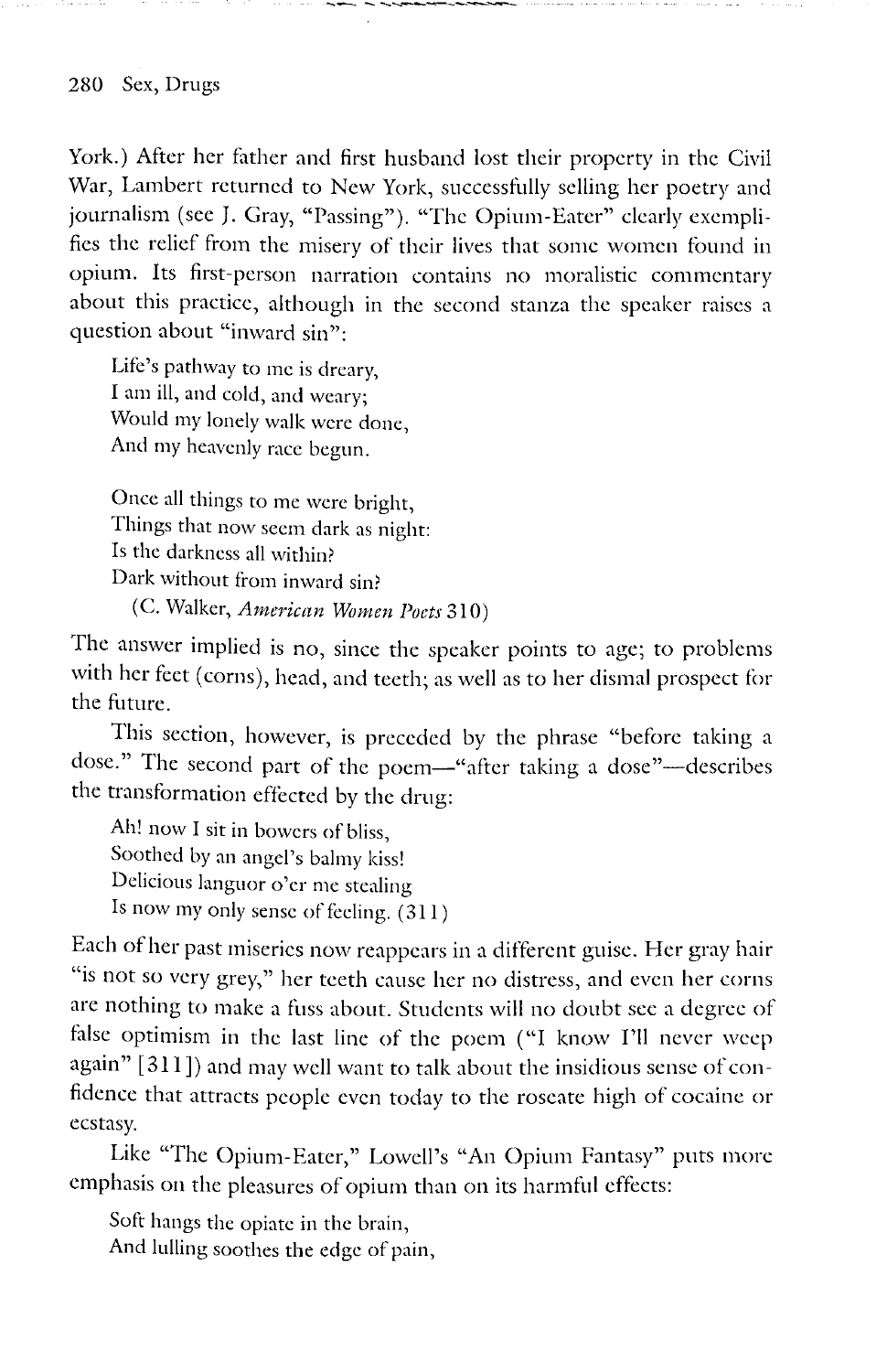York.) After her father and first husband lost their property in the Civil War, Lambert returned to New York, successfully selling her poetry and journalism (see J. Gray, "Passing"). "The Opium-Eater" clearly exemplifies the relief from the misery of their lives that some women found in opium. Its first-person narration contains no moralistic commentary about this practice, although in the second stanza the speaker raises a question about "inward sin":

> Life's pathway to me is dreary,
> I am ill, and cold, and weary;
> Would my lonely walk were done,
> And my heavenly race begun.
>
> Once all things to me were bright,
> Things that now seem dark as night:
> Is the darkness all within?
> Dark without from inward sin?
> (C. Walker, *American Women Poets* 310)

The answer implied is no, since the speaker points to age; to problems with her feet (corns), head, and teeth; as well as to her dismal prospect for the future.

This section, however, is preceded by the phrase "before taking a dose." The second part of the poem—"after taking a dose"—describes the transformation effected by the drug:

> Ah! now I sit in bowers of bliss,
> Soothed by an angel's balmy kiss!
> Delicious languor o'er me stealing
> Is now my only sense of feeling. (311)

Each of her past miseries now reappears in a different guise. Her gray hair "is not so very grey," her teeth cause her no distress, and even her corns are nothing to make a fuss about. Students will no doubt see a degree of false optimism in the last line of the poem ("I know I'll never weep again" [311]) and may well want to talk about the insidious sense of confidence that attracts people even today to the roseate high of cocaine or ecstasy.

Like "The Opium-Eater," Lowell's "An Opium Fantasy" puts more emphasis on the pleasures of opium than on its harmful effects:

> Soft hangs the opiate in the brain,
> And lulling soothes the edge of pain,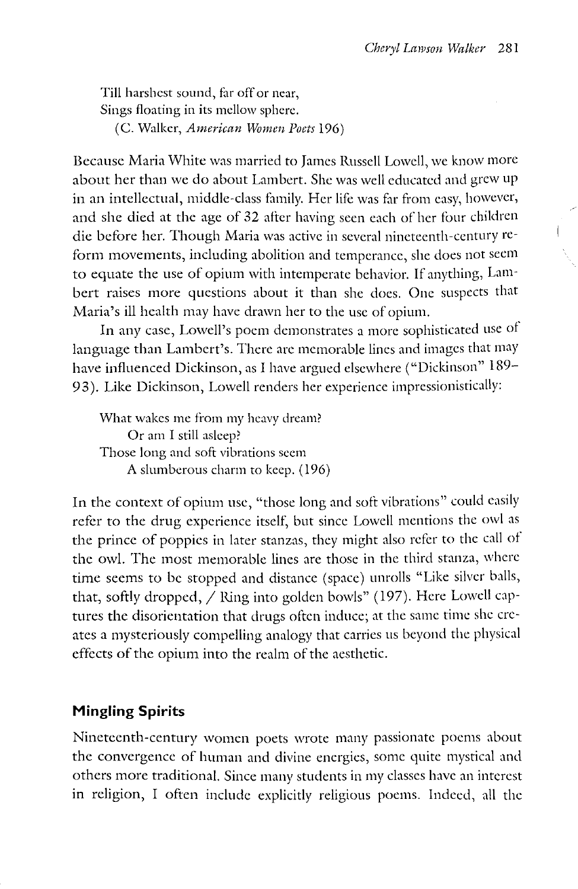Till harshest sound, far off or near,  
Sings floating in its mellow sphere.  
(C. Walker, *American Women Poets* 196)

Because Maria White was married to James Russell Lowell, we know more about her than we do about Lambert. She was well educated and grew up in an intellectual, middle-class family. Her life was far from easy, however, and she died at the age of 32 after having seen each of her four children die before her. Though Maria was active in several nineteenth-century reform movements, including abolition and temperance, she does not seem to equate the use of opium with intemperate behavior. If anything, Lambert raises more questions about it than she does. One suspects that Maria's ill health may have drawn her to the use of opium.

In any case, Lowell's poem demonstrates a more sophisticated use of language than Lambert's. There are memorable lines and images that may have influenced Dickinson, as I have argued elsewhere ("Dickinson" 189–93). Like Dickinson, Lowell renders her experience impressionistically:

What wakes me from my heavy dream?  
Or am I still asleep?  
Those long and soft vibrations seem  
A slumberous charm to keep. (196)

In the context of opium use, "those long and soft vibrations" could easily refer to the drug experience itself, but since Lowell mentions the owl as the prince of poppies in later stanzas, they might also refer to the call of the owl. The most memorable lines are those in the third stanza, where time seems to be stopped and distance (space) unrolls "Like silver balls, that, softly dropped, / Ring into golden bowls" (197). Here Lowell captures the disorientation that drugs often induce; at the same time she creates a mysteriously compelling analogy that carries us beyond the physical effects of the opium into the realm of the aesthetic.

## Mingling Spirits

Nineteenth-century women poets wrote many passionate poems about the convergence of human and divine energies, some quite mystical and others more traditional. Since many students in my classes have an interest in religion, I often include explicitly religious poems. Indeed, all the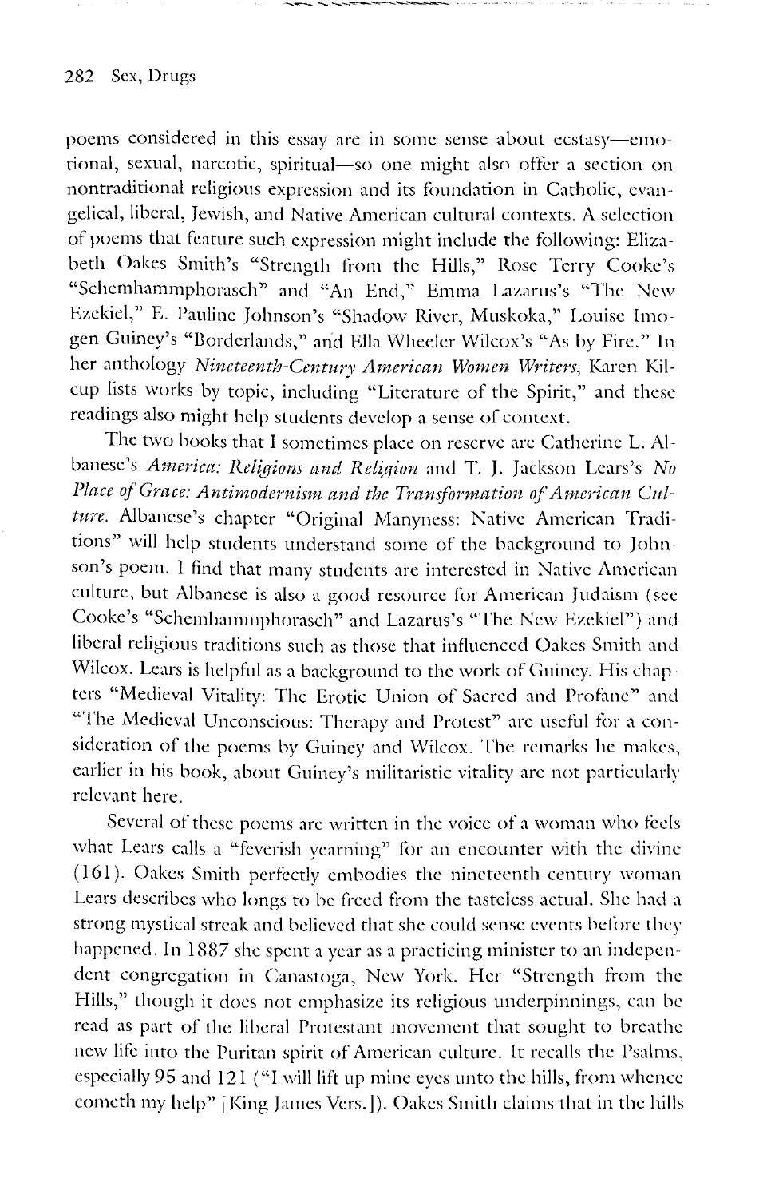poems considered in this essay are in some sense about ecstasy—emotional, sexual, narcotic, spiritual—so one might also offer a section on nontraditional religious expression and its foundation in Catholic, evangelical, liberal, Jewish, and Native American cultural contexts. A selection of poems that feature such expression might include the following: Elizabeth Oakes Smith's "Strength from the Hills," Rose Terry Cooke's "Schemhammphorasch" and "An End," Emma Lazarus's "The New Ezekiel," E. Pauline Johnson's "Shadow River, Muskoka," Louise Imogen Guiney's "Borderlands," and Ella Wheeler Wilcox's "As by Fire." In her anthology *Nineteenth-Century American Women Writers*, Karen Kilcup lists works by topic, including "Literature of the Spirit," and these readings also might help students develop a sense of context.

The two books that I sometimes place on reserve are Catherine L. Albanese's *America: Religions and Religion* and T. J. Jackson Lears's *No Place of Grace: Antimodernism and the Transformation of American Culture*. Albanese's chapter "Original Manyness: Native American Traditions" will help students understand some of the background to Johnson's poem. I find that many students are interested in Native American culture, but Albanese is also a good resource for American Judaism (see Cooke's "Schemhammphorasch" and Lazarus's "The New Ezekiel") and liberal religious traditions such as those that influenced Oakes Smith and Wilcox. Lears is helpful as a background to the work of Guiney. His chapters "Medieval Vitality: The Erotic Union of Sacred and Profane" and "The Medieval Unconscious: Therapy and Protest" are useful for a consideration of the poems by Guiney and Wilcox. The remarks he makes, earlier in his book, about Guiney's militaristic vitality are not particularly relevant here.

Several of these poems are written in the voice of a woman who feels what Lears calls a "feverish yearning" for an encounter with the divine (161). Oakes Smith perfectly embodies the nineteenth-century woman Lears describes who longs to be freed from the tasteless actual. She had a strong mystical streak and believed that she could sense events before they happened. In 1887 she spent a year as a practicing minister to an independent congregation in Canastoga, New York. Her "Strength from the Hills," though it does not emphasize its religious underpinnings, can be read as part of the liberal Protestant movement that sought to breathe new life into the Puritan spirit of American culture. It recalls the Psalms, especially 95 and 121 ("I will lift up mine eyes unto the hills, from whence cometh my help" [King James Vers.]). Oakes Smith claims that in the hills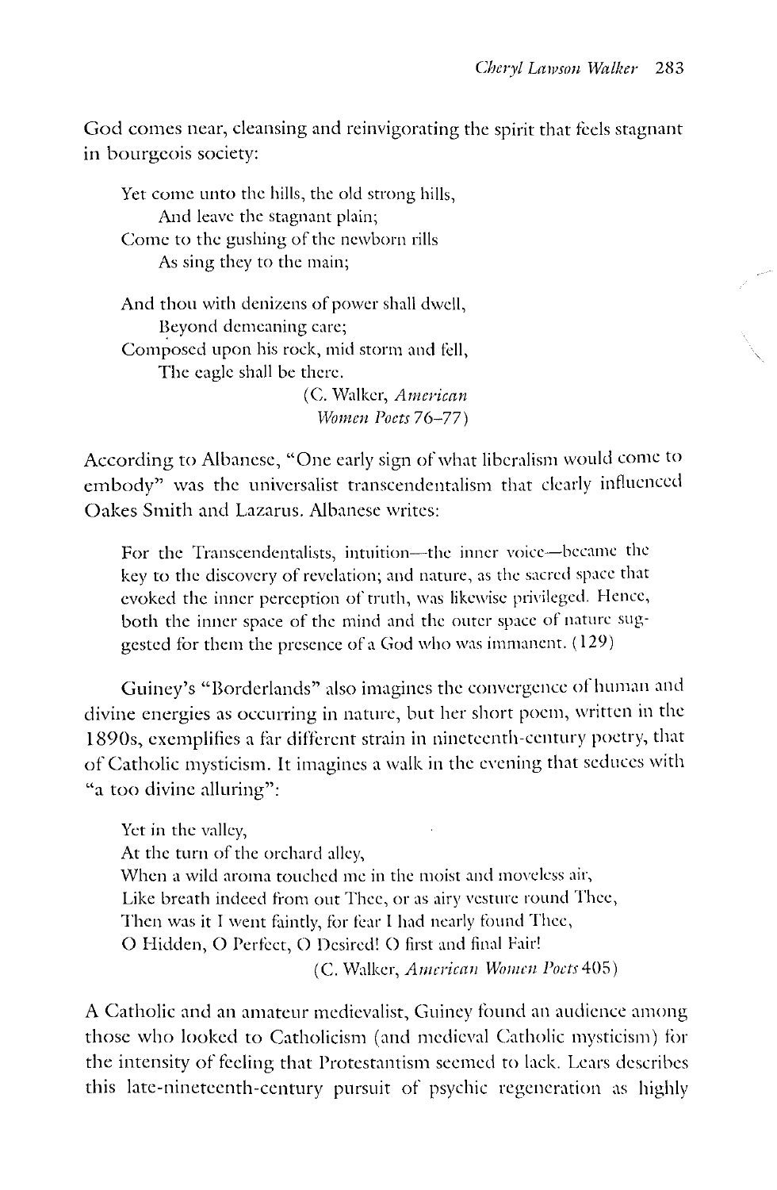God comes near, cleansing and reinvigorating the spirit that feels stagnant in bourgeois society:

> Yet come unto the hills, the old strong hills,
> &nbsp;&nbsp;&nbsp;&nbsp;And leave the stagnant plain;
> Come to the gushing of the newborn rills
> &nbsp;&nbsp;&nbsp;&nbsp;As sing they to the main;
>
> And thou with denizens of power shall dwell,
> &nbsp;&nbsp;&nbsp;&nbsp;Beyond demeaning care;
> Composed upon his rock, mid storm and fell,
> &nbsp;&nbsp;&nbsp;&nbsp;The eagle shall be there.
>
> (C. Walker, *American Women Poets* 76–77)

According to Albanese, "One early sign of what liberalism would come to embody" was the universalist transcendentalism that clearly influenced Oakes Smith and Lazarus. Albanese writes:

> For the Transcendentalists, intuition—the inner voice—became the key to the discovery of revelation; and nature, as the sacred space that evoked the inner perception of truth, was likewise privileged. Hence, both the inner space of the mind and the outer space of nature suggested for them the presence of a God who was immanent. (129)

Guiney's "Borderlands" also imagines the convergence of human and divine energies as occurring in nature, but her short poem, written in the 1890s, exemplifies a far different strain in nineteenth-century poetry, that of Catholic mysticism. It imagines a walk in the evening that seduces with "a too divine alluring":

> Yet in the valley,
> At the turn of the orchard alley,
> When a wild aroma touched me in the moist and moveless air,
> Like breath indeed from out Thee, or as airy vesture round Thee,
> Then was it I went faintly, for fear I had nearly found Thee,
> O Hidden, O Perfect, O Desired! O first and final Fair!
>
> (C. Walker, *American Women Poets* 405)

A Catholic and an amateur medievalist, Guiney found an audience among those who looked to Catholicism (and medieval Catholic mysticism) for the intensity of feeling that Protestantism seemed to lack. Lears describes this late-nineteenth-century pursuit of psychic regeneration as highly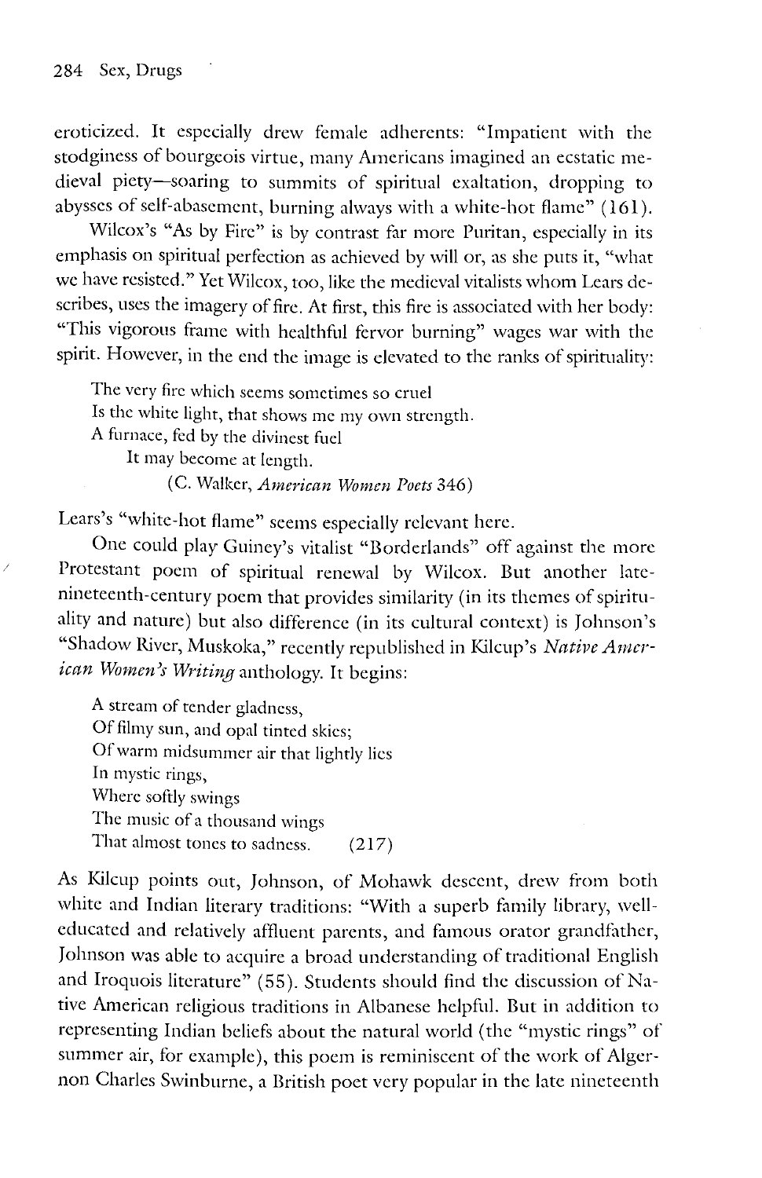eroticized. It especially drew female adherents: "Impatient with the stodginess of bourgeois virtue, many Americans imagined an ecstatic medieval piety—soaring to summits of spiritual exaltation, dropping to abysses of self-abasement, burning always with a white-hot flame" (161).

Wilcox's "As by Fire" is by contrast far more Puritan, especially in its emphasis on spiritual perfection as achieved by will or, as she puts it, "what we have resisted." Yet Wilcox, too, like the medieval vitalists whom Lears describes, uses the imagery of fire. At first, this fire is associated with her body: "This vigorous frame with healthful fervor burning" wages war with the spirit. However, in the end the image is elevated to the ranks of spirituality:

> The very fire which seems sometimes so cruel
> Is the white light, that shows me my own strength.
> A furnace, fed by the divinest fuel
> It may become at length.
> (C. Walker, *American Women Poets* 346)

Lears's "white-hot flame" seems especially relevant here.

One could play Guiney's vitalist "Borderlands" off against the more Protestant poem of spiritual renewal by Wilcox. But another late-nineteenth-century poem that provides similarity (in its themes of spirituality and nature) but also difference (in its cultural context) is Johnson's "Shadow River, Muskoka," recently republished in Kilcup's *Native American Women's Writing* anthology. It begins:

> A stream of tender gladness,
> Of filmy sun, and opal tinted skies;
> Of warm midsummer air that lightly lies
> In mystic rings,
> Where softly swings
> The music of a thousand wings
> That almost tones to sadness. (217)

As Kilcup points out, Johnson, of Mohawk descent, drew from both white and Indian literary traditions: "With a superb family library, well-educated and relatively affluent parents, and famous orator grandfather, Johnson was able to acquire a broad understanding of traditional English and Iroquois literature" (55). Students should find the discussion of Native American religious traditions in Albanese helpful. But in addition to representing Indian beliefs about the natural world (the "mystic rings" of summer air, for example), this poem is reminiscent of the work of Algernon Charles Swinburne, a British poet very popular in the late nineteenth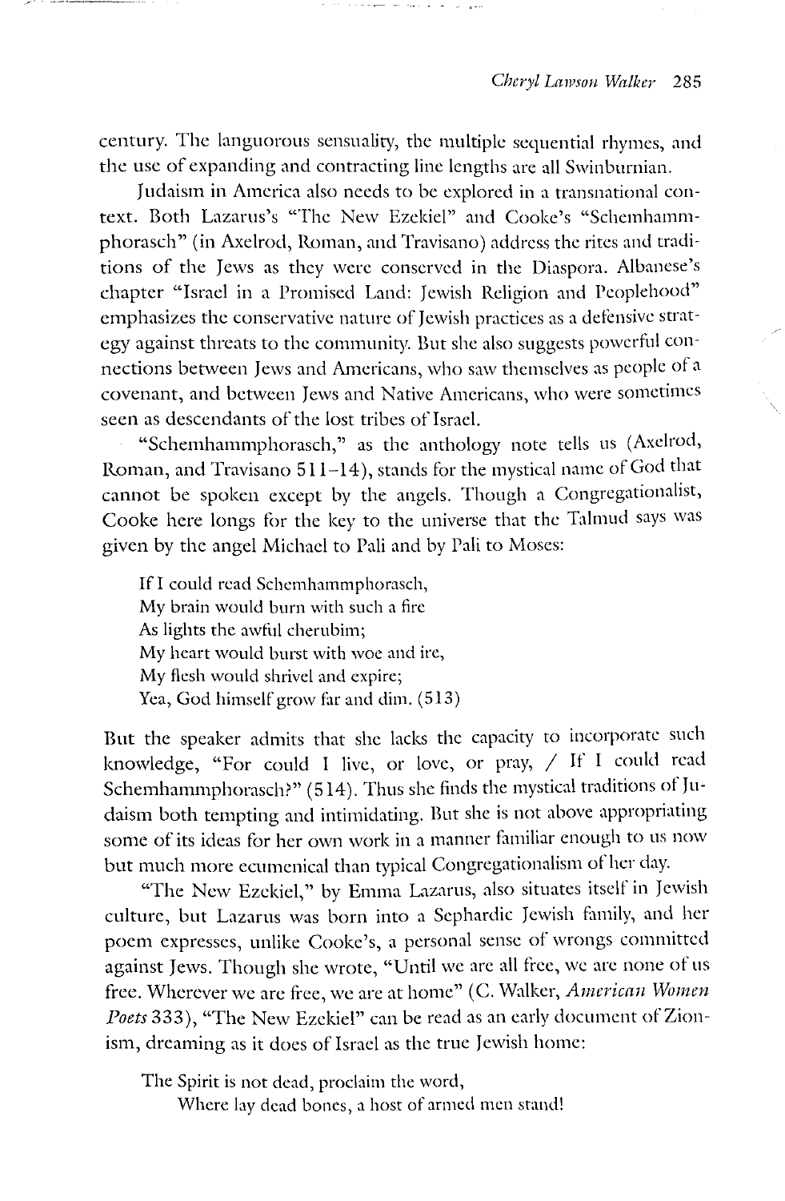century. The languorous sensuality, the multiple sequential rhymes, and the use of expanding and contracting line lengths are all Swinburnian.

Judaism in America also needs to be explored in a transnational context. Both Lazarus's "The New Ezekiel" and Cooke's "Schemhammphorasch" (in Axelrod, Roman, and Travisano) address the rites and traditions of the Jews as they were conserved in the Diaspora. Albanese's chapter "Israel in a Promised Land: Jewish Religion and Peoplehood" emphasizes the conservative nature of Jewish practices as a defensive strategy against threats to the community. But she also suggests powerful connections between Jews and Americans, who saw themselves as people of a covenant, and between Jews and Native Americans, who were sometimes seen as descendants of the lost tribes of Israel.

"Schemhammphorasch," as the anthology note tells us (Axelrod, Roman, and Travisano 511–14), stands for the mystical name of God that cannot be spoken except by the angels. Though a Congregationalist, Cooke here longs for the key to the universe that the Talmud says was given by the angel Michael to Pali and by Pali to Moses:

> If I could read Schemhammphorasch,
> My brain would burn with such a fire
> As lights the awful cherubim;
> My heart would burst with woe and ire,
> My flesh would shrivel and expire;
> Yea, God himself grow far and dim. (513)

But the speaker admits that she lacks the capacity to incorporate such knowledge, "For could I live, or love, or pray, / If I could read Schemhammphorasch?" (514). Thus she finds the mystical traditions of Judaism both tempting and intimidating. But she is not above appropriating some of its ideas for her own work in a manner familiar enough to us now but much more ecumenical than typical Congregationalism of her day.

"The New Ezekiel," by Emma Lazarus, also situates itself in Jewish culture, but Lazarus was born into a Sephardic Jewish family, and her poem expresses, unlike Cooke's, a personal sense of wrongs committed against Jews. Though she wrote, "Until we are all free, we are none of us free. Wherever we are free, we are at home" (C. Walker, *American Women Poets* 333), "The New Ezekiel" can be read as an early document of Zionism, dreaming as it does of Israel as the true Jewish home:

> The Spirit is not dead, proclaim the word,
> Where lay dead bones, a host of armed men stand!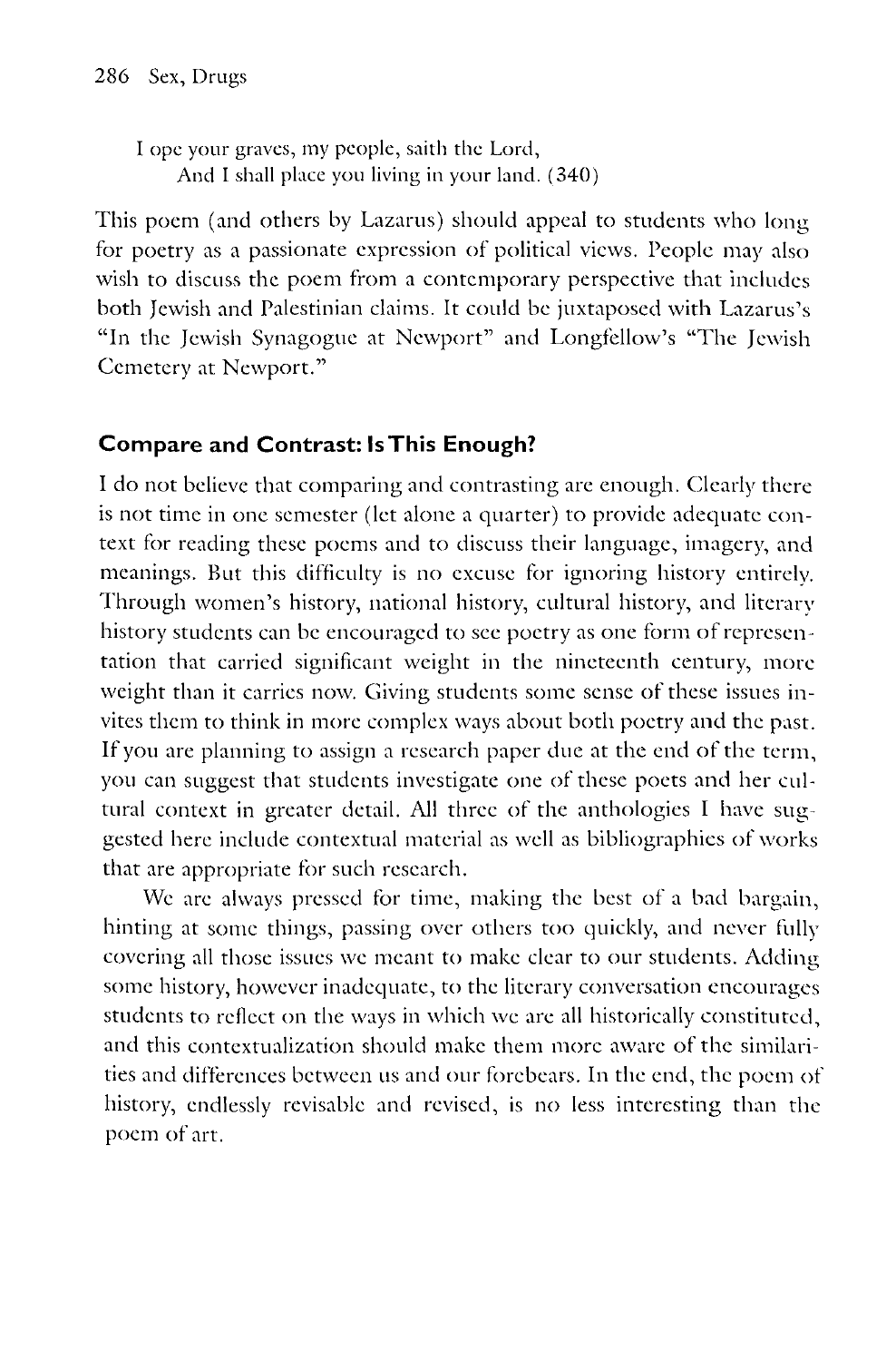I ope your graves, my people, saith the Lord,  
  And I shall place you living in your land. (340)

This poem (and others by Lazarus) should appeal to students who long for poetry as a passionate expression of political views. People may also wish to discuss the poem from a contemporary perspective that includes both Jewish and Palestinian claims. It could be juxtaposed with Lazarus's "In the Jewish Synagogue at Newport" and Longfellow's "The Jewish Cemetery at Newport."

## Compare and Contrast: Is This Enough?

I do not believe that comparing and contrasting are enough. Clearly there is not time in one semester (let alone a quarter) to provide adequate context for reading these poems and to discuss their language, imagery, and meanings. But this difficulty is no excuse for ignoring history entirely. Through women's history, national history, cultural history, and literary history students can be encouraged to see poetry as one form of representation that carried significant weight in the nineteenth century, more weight than it carries now. Giving students some sense of these issues invites them to think in more complex ways about both poetry and the past. If you are planning to assign a research paper due at the end of the term, you can suggest that students investigate one of these poets and her cultural context in greater detail. All three of the anthologies I have suggested here include contextual material as well as bibliographies of works that are appropriate for such research.

We are always pressed for time, making the best of a bad bargain, hinting at some things, passing over others too quickly, and never fully covering all those issues we meant to make clear to our students. Adding some history, however inadequate, to the literary conversation encourages students to reflect on the ways in which we are all historically constituted, and this contextualization should make them more aware of the similarities and differences between us and our forebears. In the end, the poem of history, endlessly revisable and revised, is no less interesting than the poem of art.